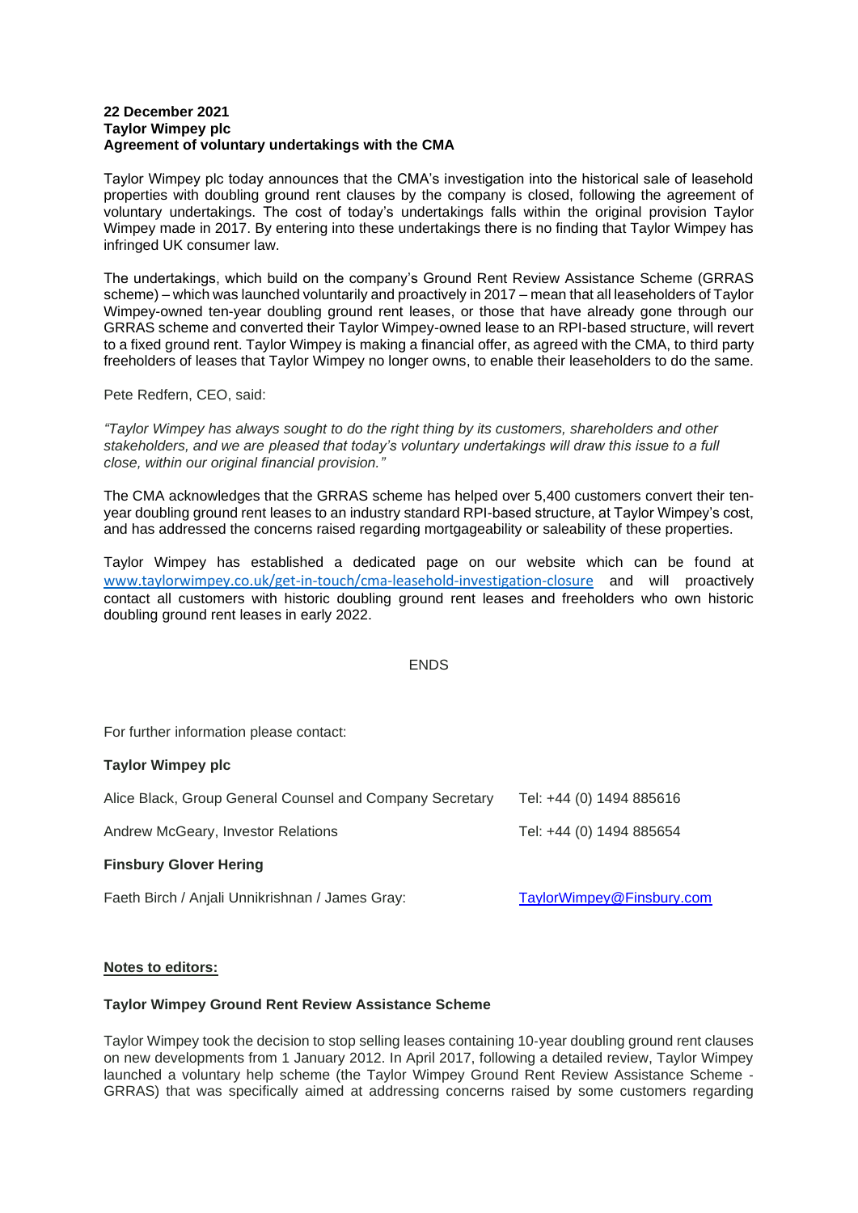**22 December 2021**
**Taylor Wimpey plc**
**Agreement of voluntary undertakings with the CMA**

Taylor Wimpey plc today announces that the CMA's investigation into the historical sale of leasehold properties with doubling ground rent clauses by the company is closed, following the agreement of voluntary undertakings. The cost of today's undertakings falls within the original provision Taylor Wimpey made in 2017. By entering into these undertakings there is no finding that Taylor Wimpey has infringed UK consumer law.

The undertakings, which build on the company's Ground Rent Review Assistance Scheme (GRRAS scheme) – which was launched voluntarily and proactively in 2017 – mean that all leaseholders of Taylor Wimpey-owned ten-year doubling ground rent leases, or those that have already gone through our GRRAS scheme and converted their Taylor Wimpey-owned lease to an RPI-based structure, will revert to a fixed ground rent. Taylor Wimpey is making a financial offer, as agreed with the CMA, to third party freeholders of leases that Taylor Wimpey no longer owns, to enable their leaseholders to do the same.

Pete Redfern, CEO, said:

*"Taylor Wimpey has always sought to do the right thing by its customers, shareholders and other stakeholders, and we are pleased that today's voluntary undertakings will draw this issue to a full close, within our original financial provision."*

The CMA acknowledges that the GRRAS scheme has helped over 5,400 customers convert their ten-year doubling ground rent leases to an industry standard RPI-based structure, at Taylor Wimpey's cost, and has addressed the concerns raised regarding mortgageability or saleability of these properties.

Taylor Wimpey has established a dedicated page on our website which can be found at www.taylorwimpey.co.uk/get-in-touch/cma-leasehold-investigation-closure and will proactively contact all customers with historic doubling ground rent leases and freeholders who own historic doubling ground rent leases in early 2022.

ENDS

For further information please contact:

**Taylor Wimpey plc**

| | |
|---|---|
| Alice Black, Group General Counsel and Company Secretary | Tel: +44 (0) 1494 885616 |
| Andrew McGeary, Investor Relations | Tel: +44 (0) 1494 885654 |

**Finsbury Glover Hering**

| | |
|---|---|
| Faeth Birch / Anjali Unnikrishnan / James Gray: | TaylorWimpey@Finsbury.com |

**Notes to editors:**

**Taylor Wimpey Ground Rent Review Assistance Scheme**

Taylor Wimpey took the decision to stop selling leases containing 10-year doubling ground rent clauses on new developments from 1 January 2012. In April 2017, following a detailed review, Taylor Wimpey launched a voluntary help scheme (the Taylor Wimpey Ground Rent Review Assistance Scheme - GRRAS) that was specifically aimed at addressing concerns raised by some customers regarding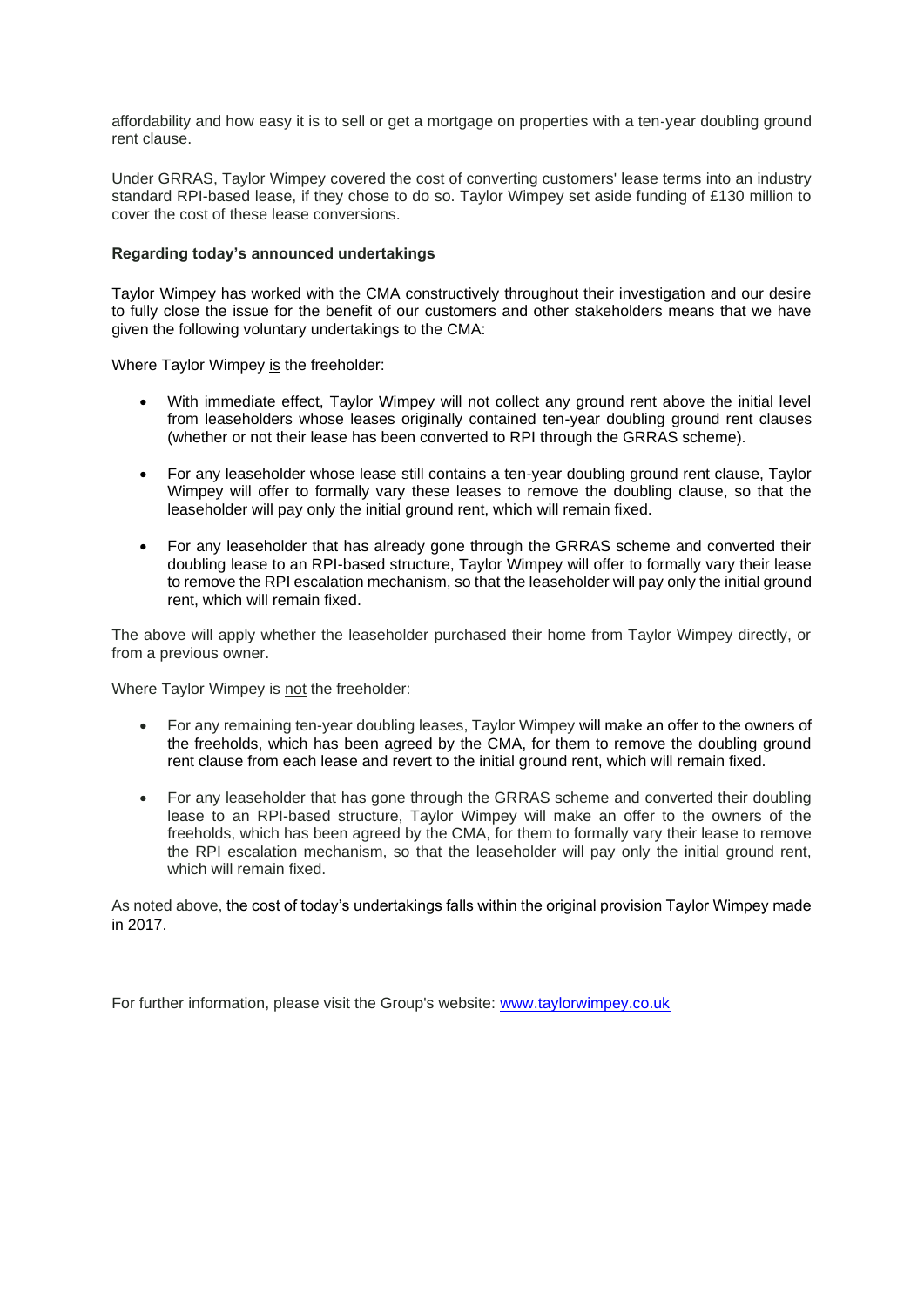affordability and how easy it is to sell or get a mortgage on properties with a ten-year doubling ground rent clause.

Under GRRAS, Taylor Wimpey covered the cost of converting customers' lease terms into an industry standard RPI-based lease, if they chose to do so. Taylor Wimpey set aside funding of £130 million to cover the cost of these lease conversions.

**Regarding today's announced undertakings**

Taylor Wimpey has worked with the CMA constructively throughout their investigation and our desire to fully close the issue for the benefit of our customers and other stakeholders means that we have given the following voluntary undertakings to the CMA:

Where Taylor Wimpey is the freeholder:

- With immediate effect, Taylor Wimpey will not collect any ground rent above the initial level from leaseholders whose leases originally contained ten-year doubling ground rent clauses (whether or not their lease has been converted to RPI through the GRRAS scheme).
- For any leaseholder whose lease still contains a ten-year doubling ground rent clause, Taylor Wimpey will offer to formally vary these leases to remove the doubling clause, so that the leaseholder will pay only the initial ground rent, which will remain fixed.
- For any leaseholder that has already gone through the GRRAS scheme and converted their doubling lease to an RPI-based structure, Taylor Wimpey will offer to formally vary their lease to remove the RPI escalation mechanism, so that the leaseholder will pay only the initial ground rent, which will remain fixed.

The above will apply whether the leaseholder purchased their home from Taylor Wimpey directly, or from a previous owner.

Where Taylor Wimpey is not the freeholder:

- For any remaining ten-year doubling leases, Taylor Wimpey will make an offer to the owners of the freeholds, which has been agreed by the CMA, for them to remove the doubling ground rent clause from each lease and revert to the initial ground rent, which will remain fixed.
- For any leaseholder that has gone through the GRRAS scheme and converted their doubling lease to an RPI-based structure, Taylor Wimpey will make an offer to the owners of the freeholds, which has been agreed by the CMA, for them to formally vary their lease to remove the RPI escalation mechanism, so that the leaseholder will pay only the initial ground rent, which will remain fixed.

As noted above, the cost of today's undertakings falls within the original provision Taylor Wimpey made in 2017.

For further information, please visit the Group's website: www.taylorwimpey.co.uk